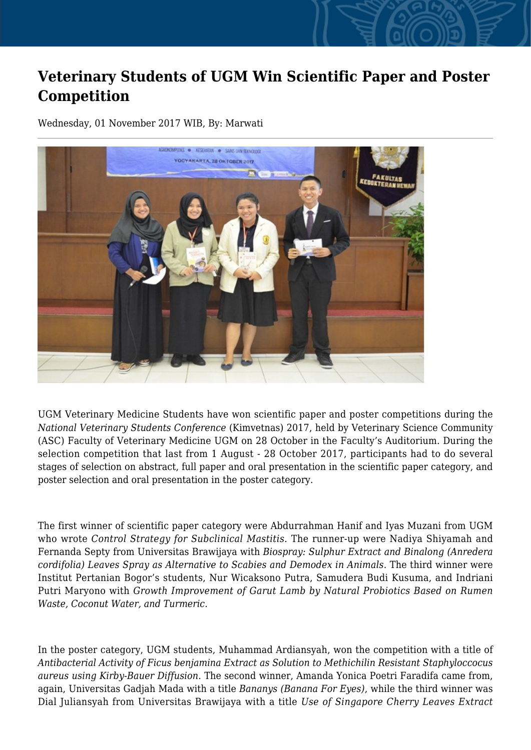# Veterinary Students of UGM Win Scientific Paper and Poster Competition

Wednesday, 01 November 2017 WIB, By: Marwati

UGM Veterinary Medicine Students have won scientific paper and poster competitions during the *National Veterinary Students Conference* (Kimvetnas) 2017, held by Veterinary Science Community (ASC) Faculty of Veterinary Medicine UGM on 28 October in the Faculty's Auditorium. During the selection competition that last from 1 August - 28 October 2017, participants had to do several stages of selection on abstract, full paper and oral presentation in the scientific paper category, and poster selection and oral presentation in the poster category.

The first winner of scientific paper category were Abdurrahman Hanif and Iyas Muzani from UGM who wrote *Control Strategy for Subclinical Mastitis*. The runner-up were Nadiya Shiyamah and Fernanda Septy from Universitas Brawijaya with *Biospray: Sulphur Extract and Binalong (Anredera cordifolia) Leaves Spray as Alternative to Scabies and Demodex in Animals*. The third winner were Institut Pertanian Bogor's students, Nur Wicaksono Putra, Samudera Budi Kusuma, and Indriani Putri Maryono with *Growth Improvement of Garut Lamb by Natural Probiotics Based on Rumen Waste, Coconut Water, and Turmeric.*

In the poster category, UGM students, Muhammad Ardiansyah, won the competition with a title of *Antibacterial Activity of Ficus benjamina Extract as Solution to Methichilin Resistant Staphyloccocus aureus using Kirby-Bauer Diffusion*. The second winner, Amanda Yonica Poetri Faradifa came from, again, Universitas Gadjah Mada with a title *Bananys (Banana For Eyes)*, while the third winner was Dial Juliansyah from Universitas Brawijaya with a title *Use of Singapore Cherry Leaves Extract*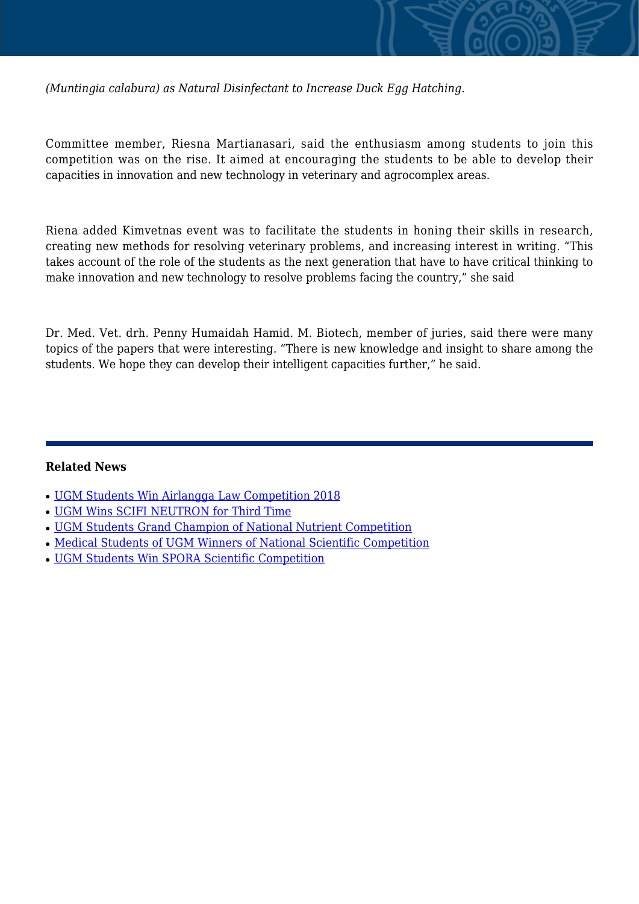*(Muntingia calabura) as Natural Disinfectant to Increase Duck Egg Hatching.*

Committee member, Riesna Martianasari, said the enthusiasm among students to join this competition was on the rise. It aimed at encouraging the students to be able to develop their capacities in innovation and new technology in veterinary and agrocomplex areas.

Riena added Kimvetnas event was to facilitate the students in honing their skills in research, creating new methods for resolving veterinary problems, and increasing interest in writing. "This takes account of the role of the students as the next generation that have to have critical thinking to make innovation and new technology to resolve problems facing the country," she said

Dr. Med. Vet. drh. Penny Humaidah Hamid. M. Biotech, member of juries, said there were many topics of the papers that were interesting. "There is new knowledge and insight to share among the students. We hope they can develop their intelligent capacities further," he said.

---

**Related News**

- UGM Students Win Airlangga Law Competition 2018
- UGM Wins SCIFI NEUTRON for Third Time
- UGM Students Grand Champion of National Nutrient Competition
- Medical Students of UGM Winners of National Scientific Competition
- UGM Students Win SPORA Scientific Competition